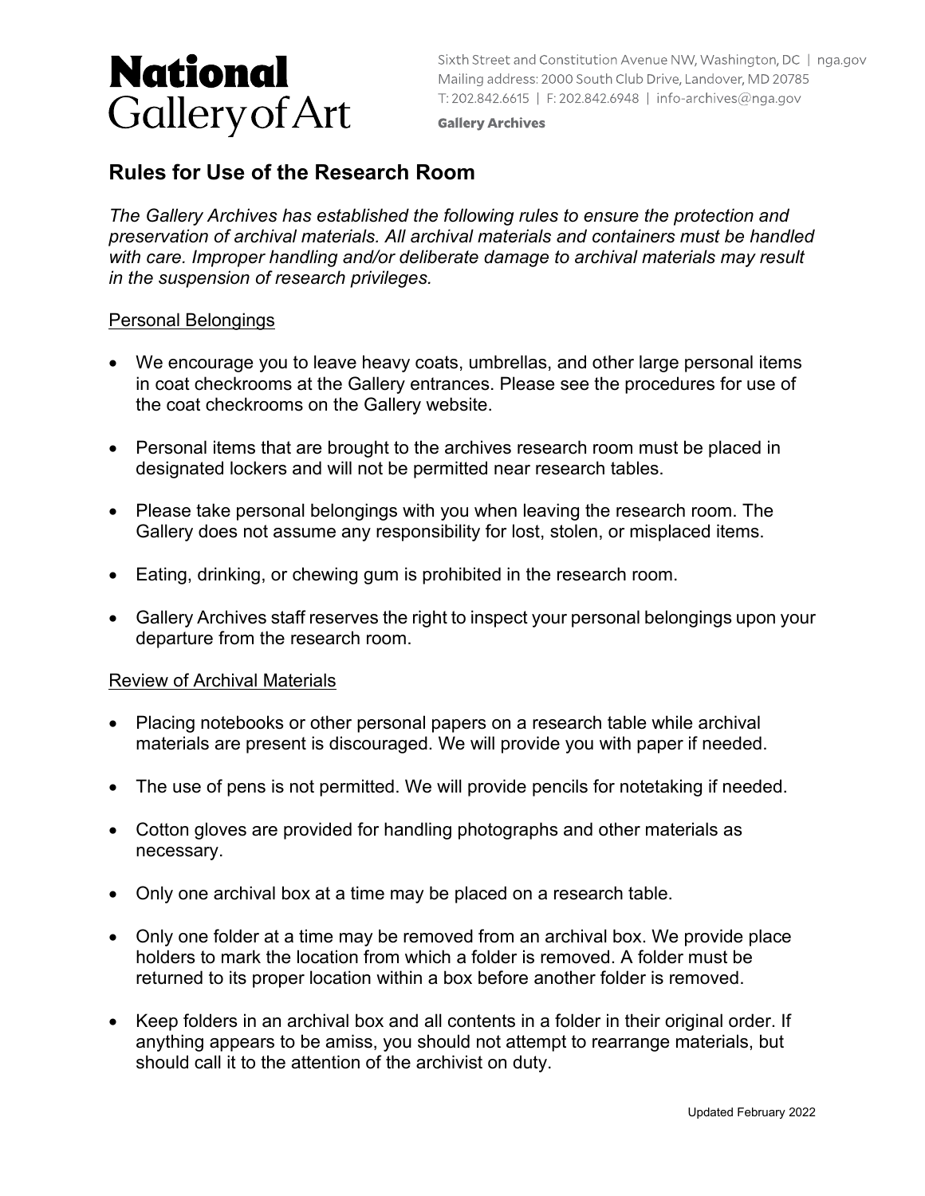# National Gallery of Art

Sixth Street and Constitution Avenue NW, Washington, DC | nga.gov
Mailing address: 2000 South Club Drive, Landover, MD 20785
T: 202.842.6615 | F: 202.842.6948 | info-archives@nga.gov

**Gallery Archives**

## Rules for Use of the Research Room

*The Gallery Archives has established the following rules to ensure the protection and preservation of archival materials. All archival materials and containers must be handled with care. Improper handling and/or deliberate damage to archival materials may result in the suspension of research privileges.*

### Personal Belongings

- We encourage you to leave heavy coats, umbrellas, and other large personal items in coat checkrooms at the Gallery entrances. Please see the procedures for use of the coat checkrooms on the Gallery website.
- Personal items that are brought to the archives research room must be placed in designated lockers and will not be permitted near research tables.
- Please take personal belongings with you when leaving the research room. The Gallery does not assume any responsibility for lost, stolen, or misplaced items.
- Eating, drinking, or chewing gum is prohibited in the research room.
- Gallery Archives staff reserves the right to inspect your personal belongings upon your departure from the research room.

### Review of Archival Materials

- Placing notebooks or other personal papers on a research table while archival materials are present is discouraged. We will provide you with paper if needed.
- The use of pens is not permitted. We will provide pencils for notetaking if needed.
- Cotton gloves are provided for handling photographs and other materials as necessary.
- Only one archival box at a time may be placed on a research table.
- Only one folder at a time may be removed from an archival box. We provide place holders to mark the location from which a folder is removed. A folder must be returned to its proper location within a box before another folder is removed.
- Keep folders in an archival box and all contents in a folder in their original order. If anything appears to be amiss, you should not attempt to rearrange materials, but should call it to the attention of the archivist on duty.

Updated February 2022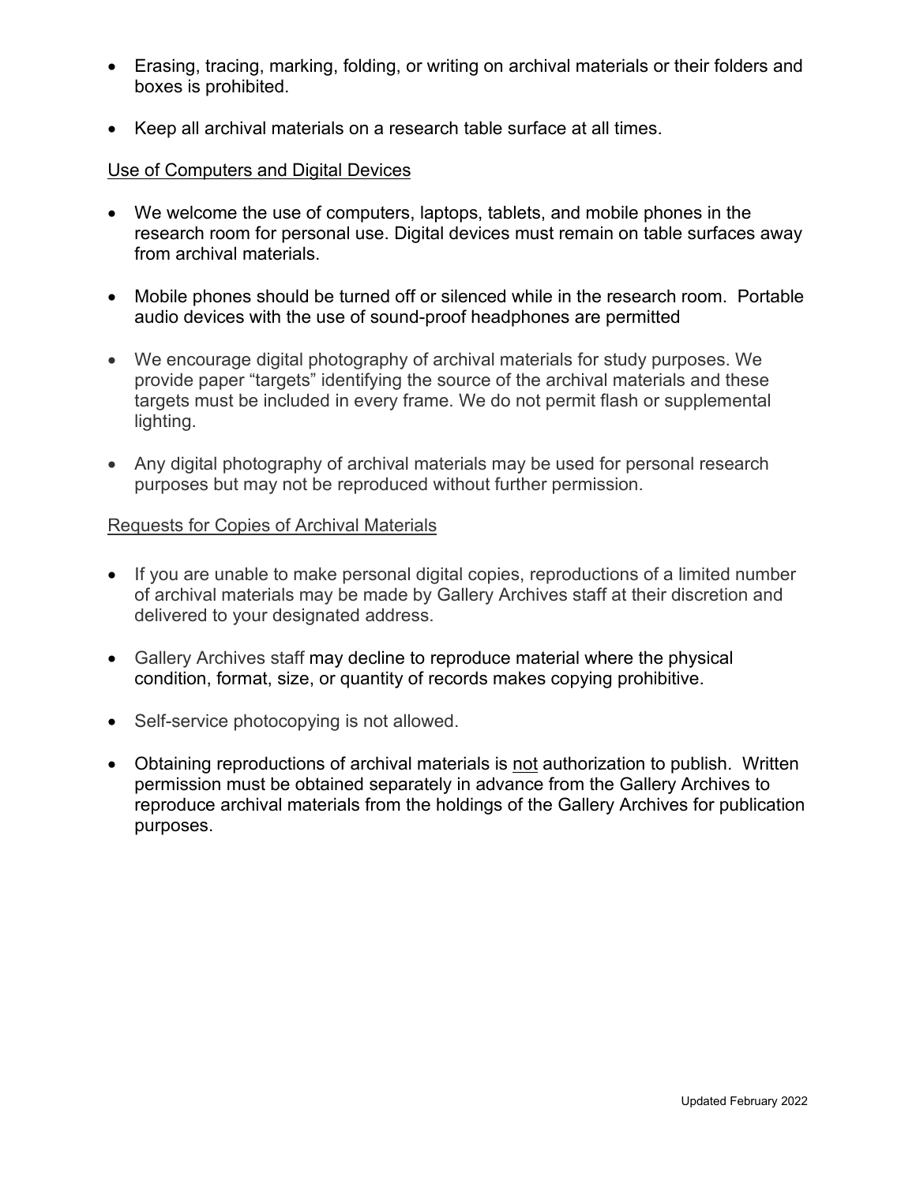- Erasing, tracing, marking, folding, or writing on archival materials or their folders and boxes is prohibited.

- Keep all archival materials on a research table surface at all times.

<u>Use of Computers and Digital Devices</u>

- We welcome the use of computers, laptops, tablets, and mobile phones in the research room for personal use. Digital devices must remain on table surfaces away from archival materials.

- Mobile phones should be turned off or silenced while in the research room. Portable audio devices with the use of sound-proof headphones are permitted

- We encourage digital photography of archival materials for study purposes. We provide paper "targets" identifying the source of the archival materials and these targets must be included in every frame. We do not permit flash or supplemental lighting.

- Any digital photography of archival materials may be used for personal research purposes but may not be reproduced without further permission.

<u>Requests for Copies of Archival Materials</u>

- If you are unable to make personal digital copies, reproductions of a limited number of archival materials may be made by Gallery Archives staff at their discretion and delivered to your designated address.

- Gallery Archives staff may decline to reproduce material where the physical condition, format, size, or quantity of records makes copying prohibitive.

- Self-service photocopying is not allowed.

- Obtaining reproductions of archival materials is <u>not</u> authorization to publish. Written permission must be obtained separately in advance from the Gallery Archives to reproduce archival materials from the holdings of the Gallery Archives for publication purposes.

Updated February 2022